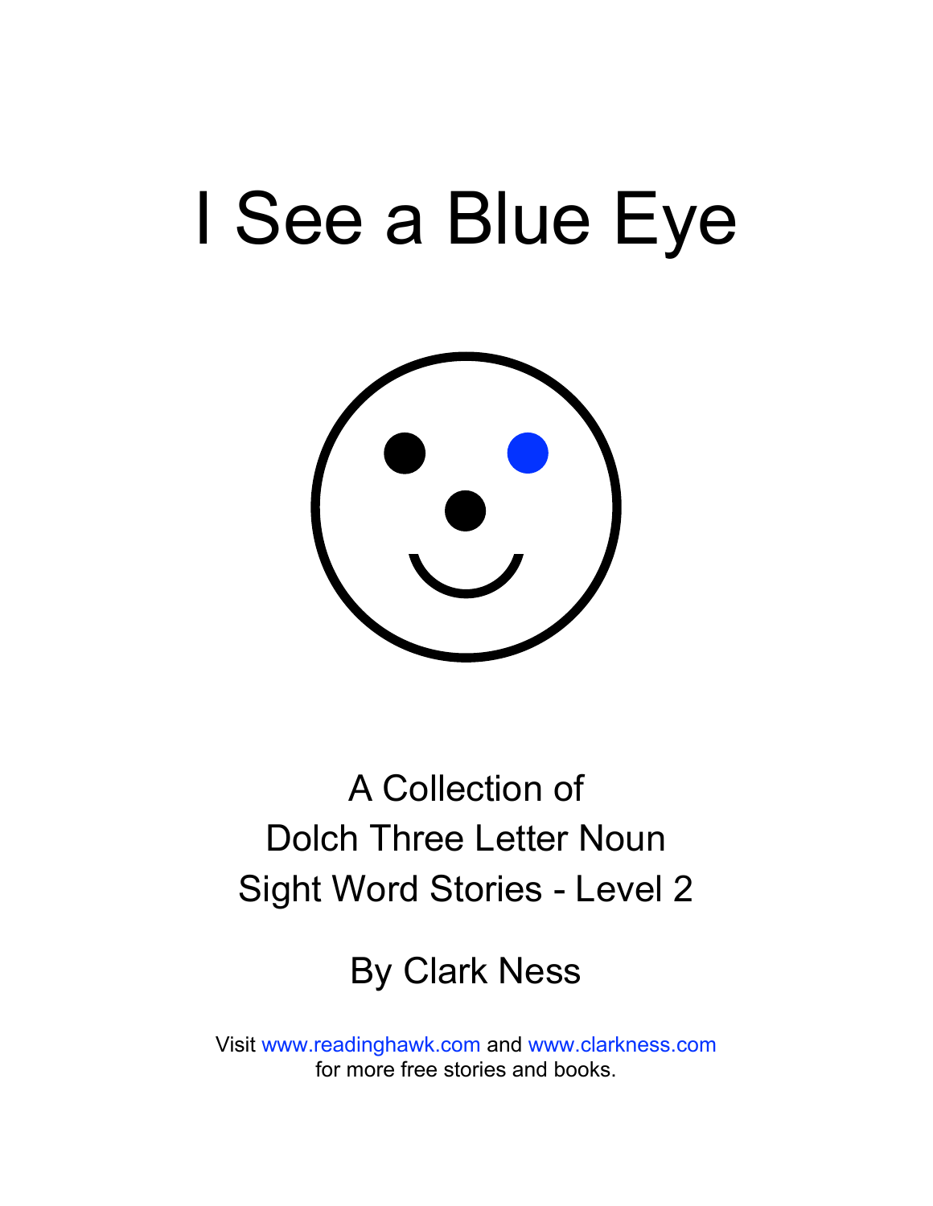# I See a Blue Eye

A Collection of
Dolch Three Letter Noun
Sight Word Stories - Level 2

By Clark Ness

Visit www.readinghawk.com and www.clarkness.com
for more free stories and books.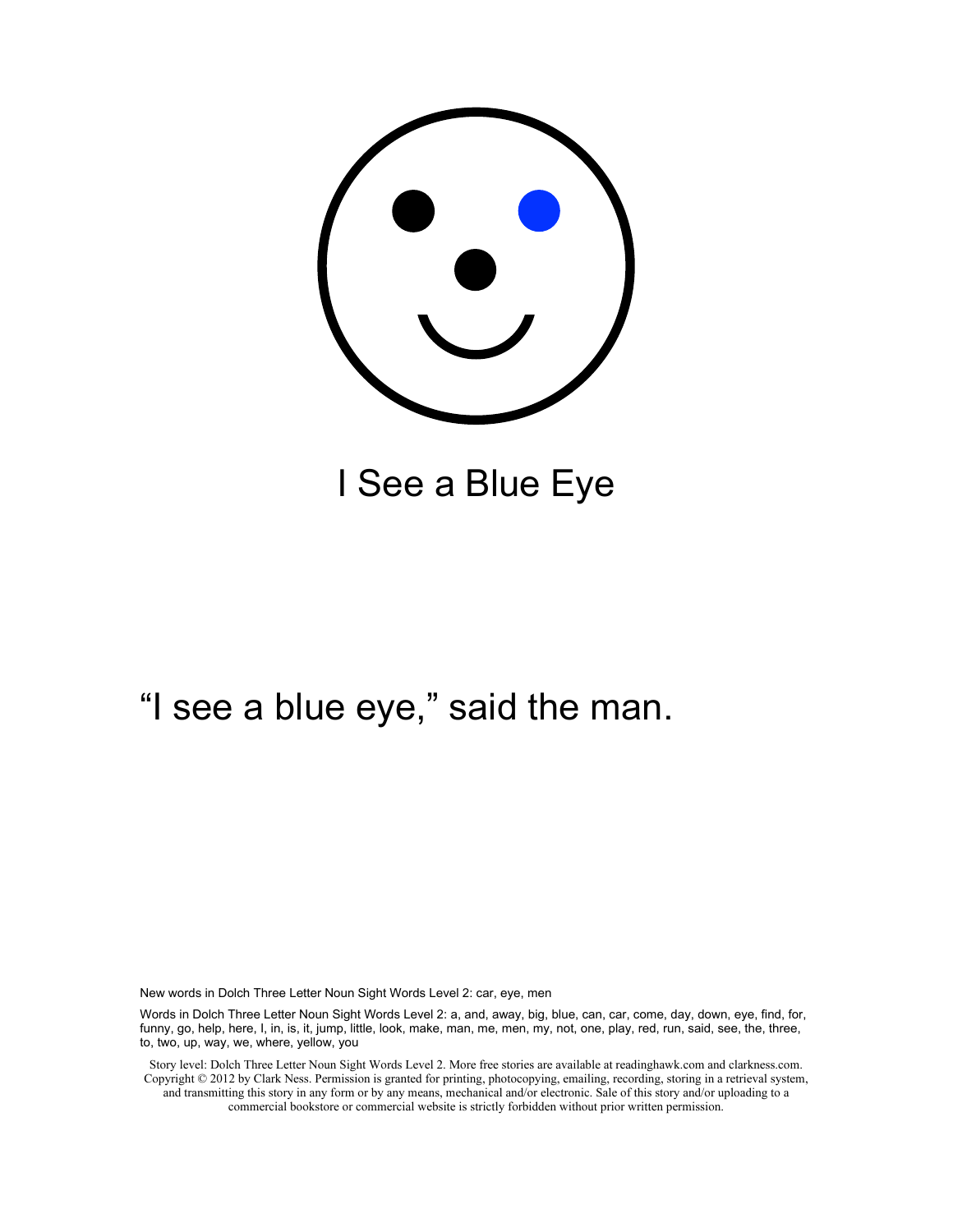# I See a Blue Eye

“I see a blue eye,” said the man.

New words in Dolch Three Letter Noun Sight Words Level 2: car, eye, men

Words in Dolch Three Letter Noun Sight Words Level 2: a, and, away, big, blue, can, car, come, day, down, eye, find, for, funny, go, help, here, I, in, is, it, jump, little, look, make, man, me, men, my, not, one, play, red, run, said, see, the, three, to, two, up, way, we, where, yellow, you

Story level: Dolch Three Letter Noun Sight Words Level 2. More free stories are available at readinghawk.com and clarkness.com. Copyright © 2012 by Clark Ness. Permission is granted for printing, photocopying, emailing, recording, storing in a retrieval system, and transmitting this story in any form or by any means, mechanical and/or electronic. Sale of this story and/or uploading to a commercial bookstore or commercial website is strictly forbidden without prior written permission.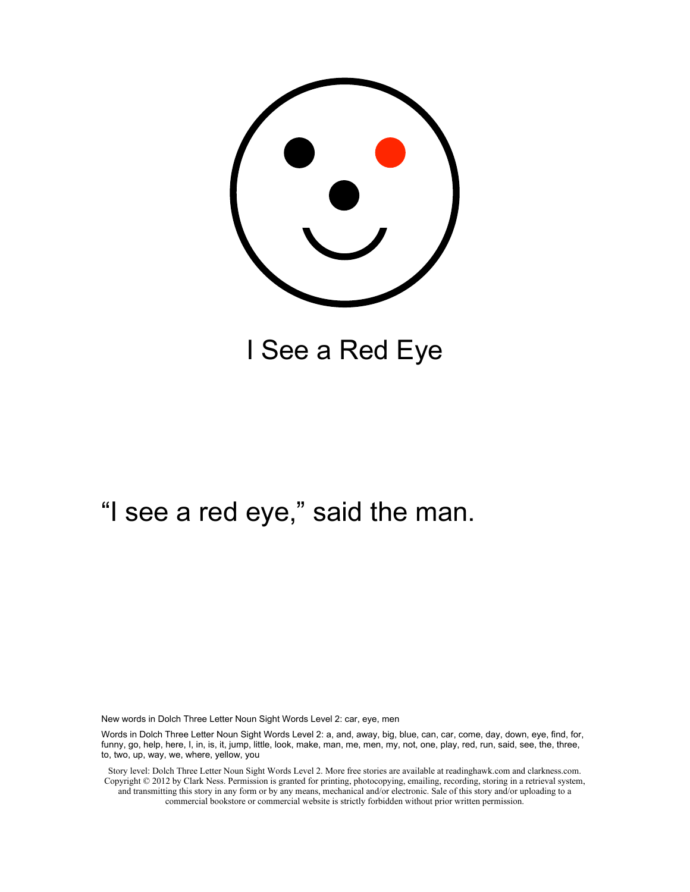# I See a Red Eye

"I see a red eye," said the man.

New words in Dolch Three Letter Noun Sight Words Level 2: car, eye, men

Words in Dolch Three Letter Noun Sight Words Level 2: a, and, away, big, blue, can, car, come, day, down, eye, find, for, funny, go, help, here, I, in, is, it, jump, little, look, make, man, me, men, my, not, one, play, red, run, said, see, the, three, to, two, up, way, we, where, yellow, you

Story level: Dolch Three Letter Noun Sight Words Level 2. More free stories are available at readinghawk.com and clarkness.com. Copyright © 2012 by Clark Ness. Permission is granted for printing, photocopying, emailing, recording, storing in a retrieval system, and transmitting this story in any form or by any means, mechanical and/or electronic. Sale of this story and/or uploading to a commercial bookstore or commercial website is strictly forbidden without prior written permission.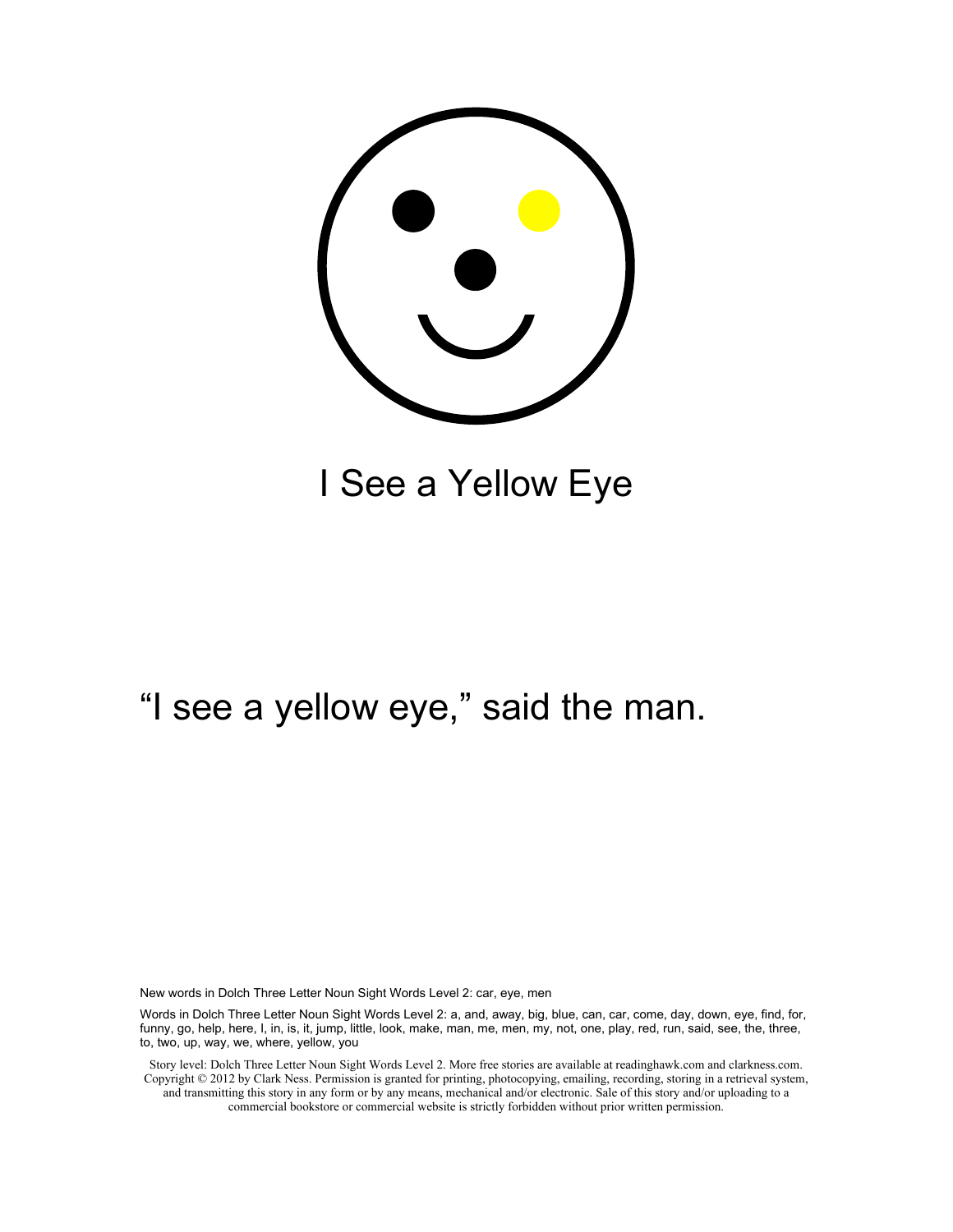# I See a Yellow Eye

"I see a yellow eye," said the man.

New words in Dolch Three Letter Noun Sight Words Level 2: car, eye, men

Words in Dolch Three Letter Noun Sight Words Level 2: a, and, away, big, blue, can, car, come, day, down, eye, find, for, funny, go, help, here, I, in, is, it, jump, little, look, make, man, me, men, my, not, one, play, red, run, said, see, the, three, to, two, up, way, we, where, yellow, you

Story level: Dolch Three Letter Noun Sight Words Level 2. More free stories are available at readinghawk.com and clarkness.com. Copyright © 2012 by Clark Ness. Permission is granted for printing, photocopying, emailing, recording, storing in a retrieval system, and transmitting this story in any form or by any means, mechanical and/or electronic. Sale of this story and/or uploading to a commercial bookstore or commercial website is strictly forbidden without prior written permission.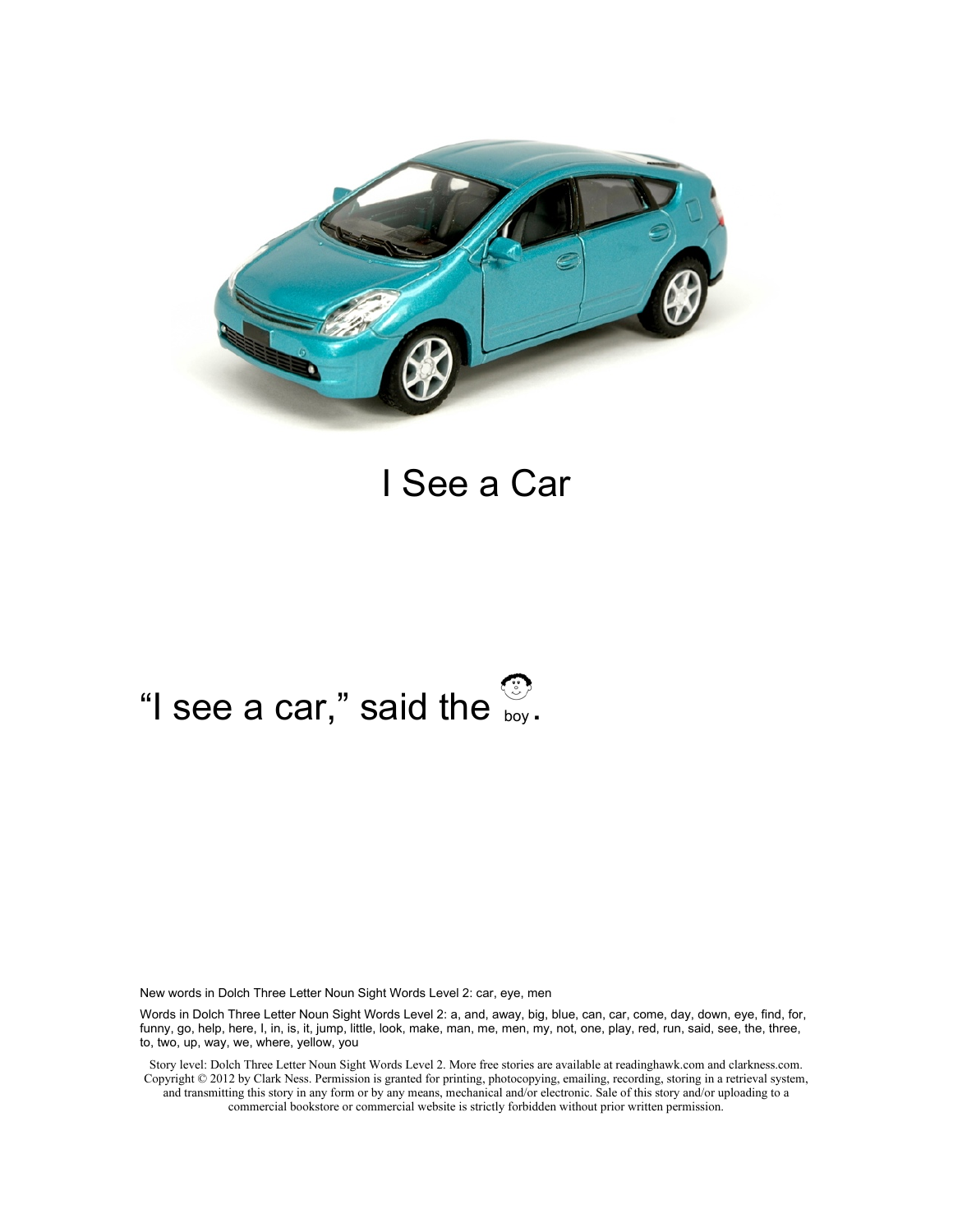# I See a Car

"I see a car," said the boy.

New words in Dolch Three Letter Noun Sight Words Level 2: car, eye, men

Words in Dolch Three Letter Noun Sight Words Level 2: a, and, away, big, blue, can, car, come, day, down, eye, find, for, funny, go, help, here, I, in, is, it, jump, little, look, make, man, me, men, my, not, one, play, red, run, said, see, the, three, to, two, up, way, we, where, yellow, you

Story level: Dolch Three Letter Noun Sight Words Level 2. More free stories are available at readinghawk.com and clarkness.com. Copyright © 2012 by Clark Ness. Permission is granted for printing, photocopying, emailing, recording, storing in a retrieval system, and transmitting this story in any form or by any means, mechanical and/or electronic. Sale of this story and/or uploading to a commercial bookstore or commercial website is strictly forbidden without prior written permission.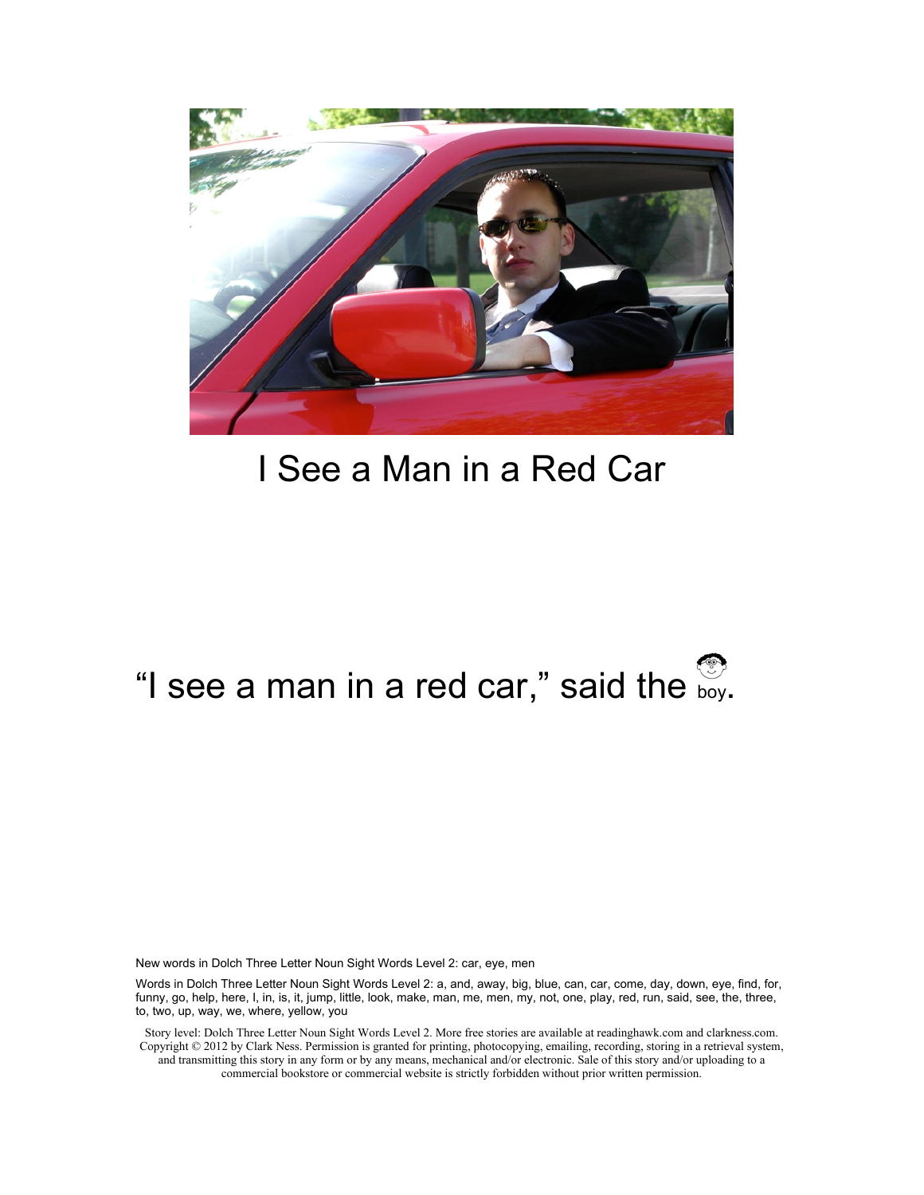I See a Man in a Red Car

"I see a man in a red car," said the boy.

New words in Dolch Three Letter Noun Sight Words Level 2: car, eye, men

Words in Dolch Three Letter Noun Sight Words Level 2: a, and, away, big, blue, can, car, come, day, down, eye, find, for, funny, go, help, here, I, in, is, it, jump, little, look, make, man, me, men, my, not, one, play, red, run, said, see, the, three, to, two, up, way, we, where, yellow, you

Story level: Dolch Three Letter Noun Sight Words Level 2. More free stories are available at readinghawk.com and clarkness.com. Copyright © 2012 by Clark Ness. Permission is granted for printing, photocopying, emailing, recording, storing in a retrieval system, and transmitting this story in any form or by any means, mechanical and/or electronic. Sale of this story and/or uploading to a commercial bookstore or commercial website is strictly forbidden without prior written permission.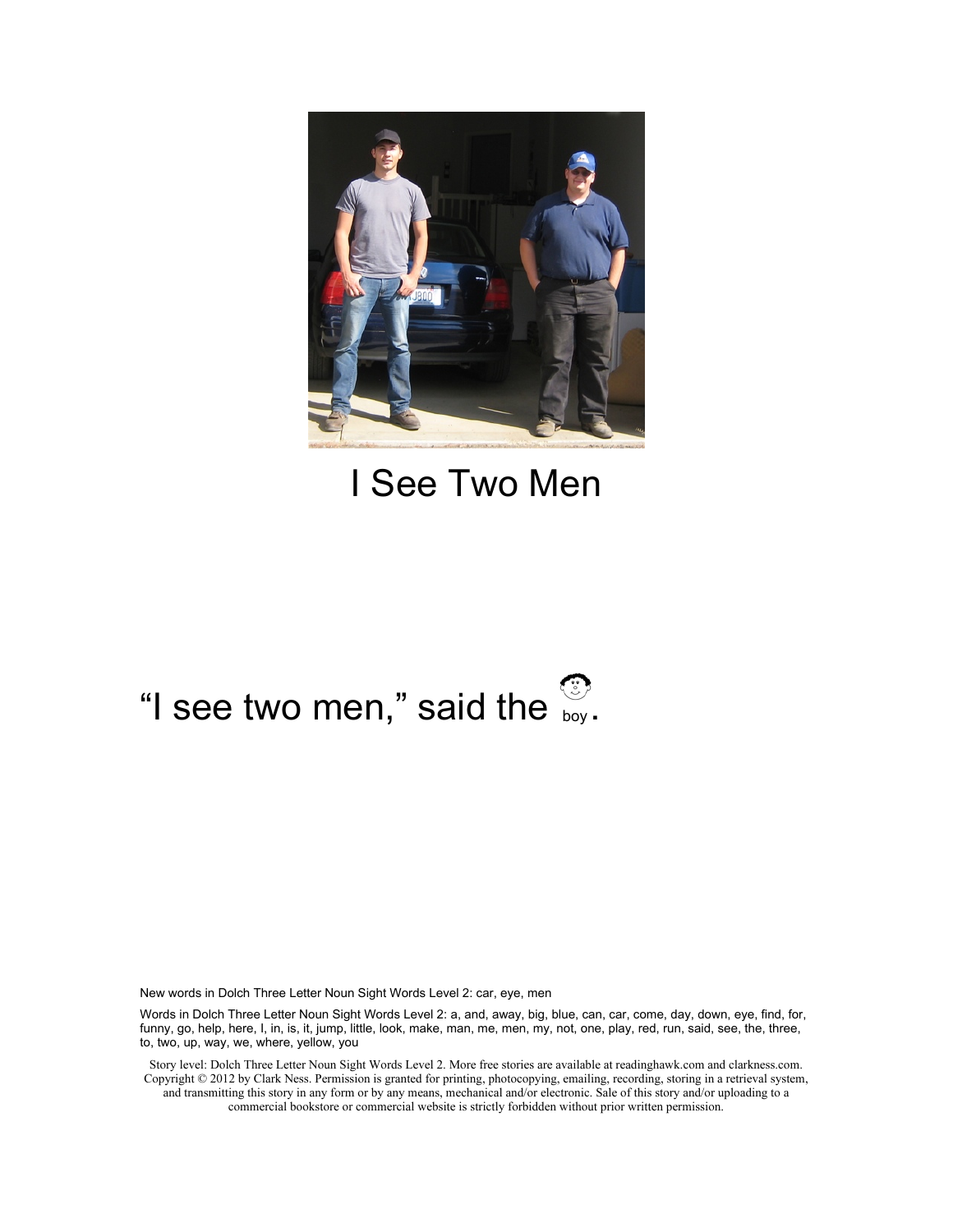# I See Two Men

"I see two men," said the boy.

New words in Dolch Three Letter Noun Sight Words Level 2: car, eye, men

Words in Dolch Three Letter Noun Sight Words Level 2: a, and, away, big, blue, can, car, come, day, down, eye, find, for, funny, go, help, here, I, in, is, it, jump, little, look, make, man, me, men, my, not, one, play, red, run, said, see, the, three, to, two, up, way, we, where, yellow, you

Story level: Dolch Three Letter Noun Sight Words Level 2. More free stories are available at readinghawk.com and clarkness.com. Copyright © 2012 by Clark Ness. Permission is granted for printing, photocopying, emailing, recording, storing in a retrieval system, and transmitting this story in any form or by any means, mechanical and/or electronic. Sale of this story and/or uploading to a commercial bookstore or commercial website is strictly forbidden without prior written permission.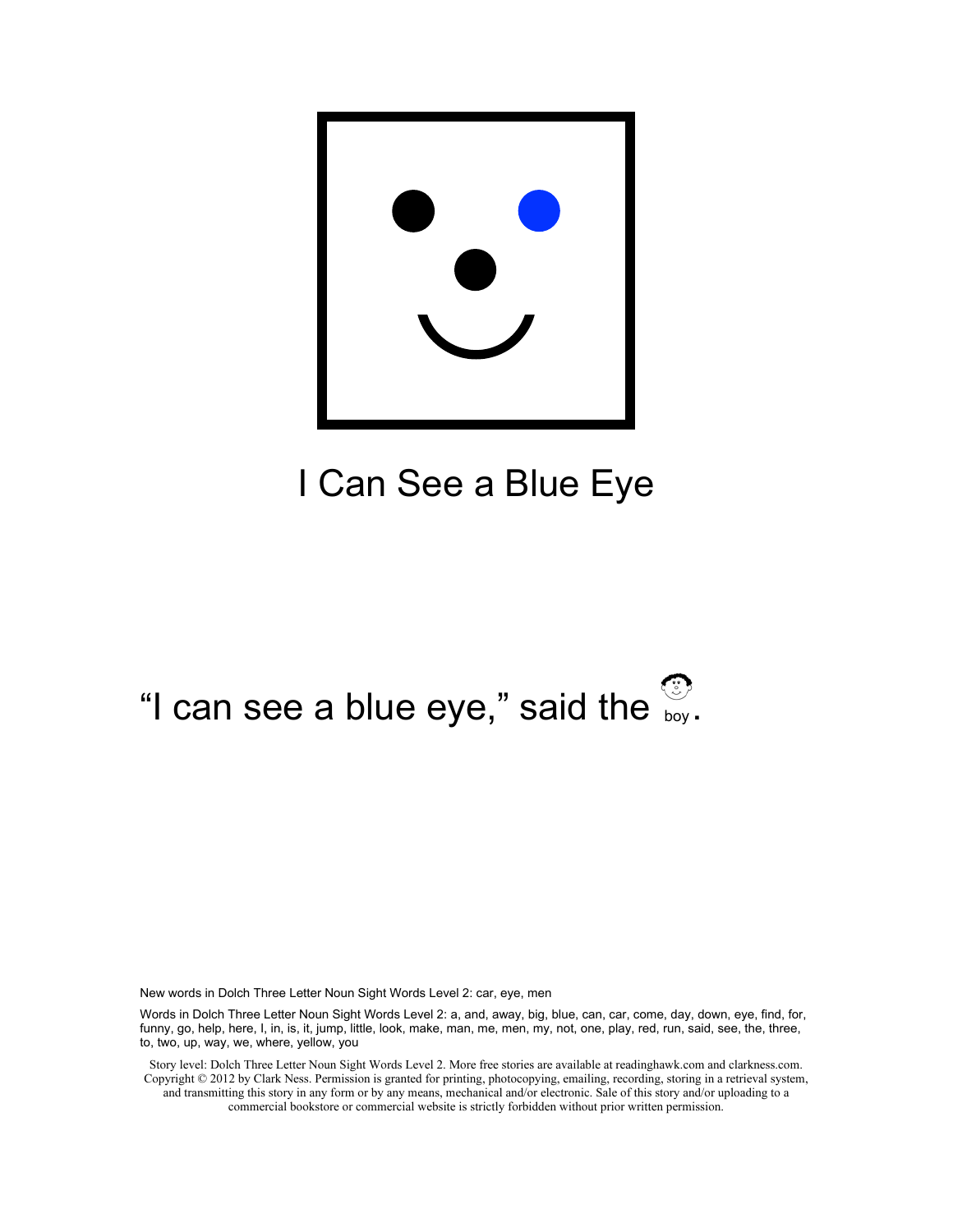# I Can See a Blue Eye

"I can see a blue eye," said the boy.

New words in Dolch Three Letter Noun Sight Words Level 2: car, eye, men

Words in Dolch Three Letter Noun Sight Words Level 2: a, and, away, big, blue, can, car, come, day, down, eye, find, for, funny, go, help, here, I, in, is, it, jump, little, look, make, man, me, men, my, not, one, play, red, run, said, see, the, three, to, two, up, way, we, where, yellow, you

Story level: Dolch Three Letter Noun Sight Words Level 2. More free stories are available at readinghawk.com and clarkness.com. Copyright © 2012 by Clark Ness. Permission is granted for printing, photocopying, emailing, recording, storing in a retrieval system, and transmitting this story in any form or by any means, mechanical and/or electronic. Sale of this story and/or uploading to a commercial bookstore or commercial website is strictly forbidden without prior written permission.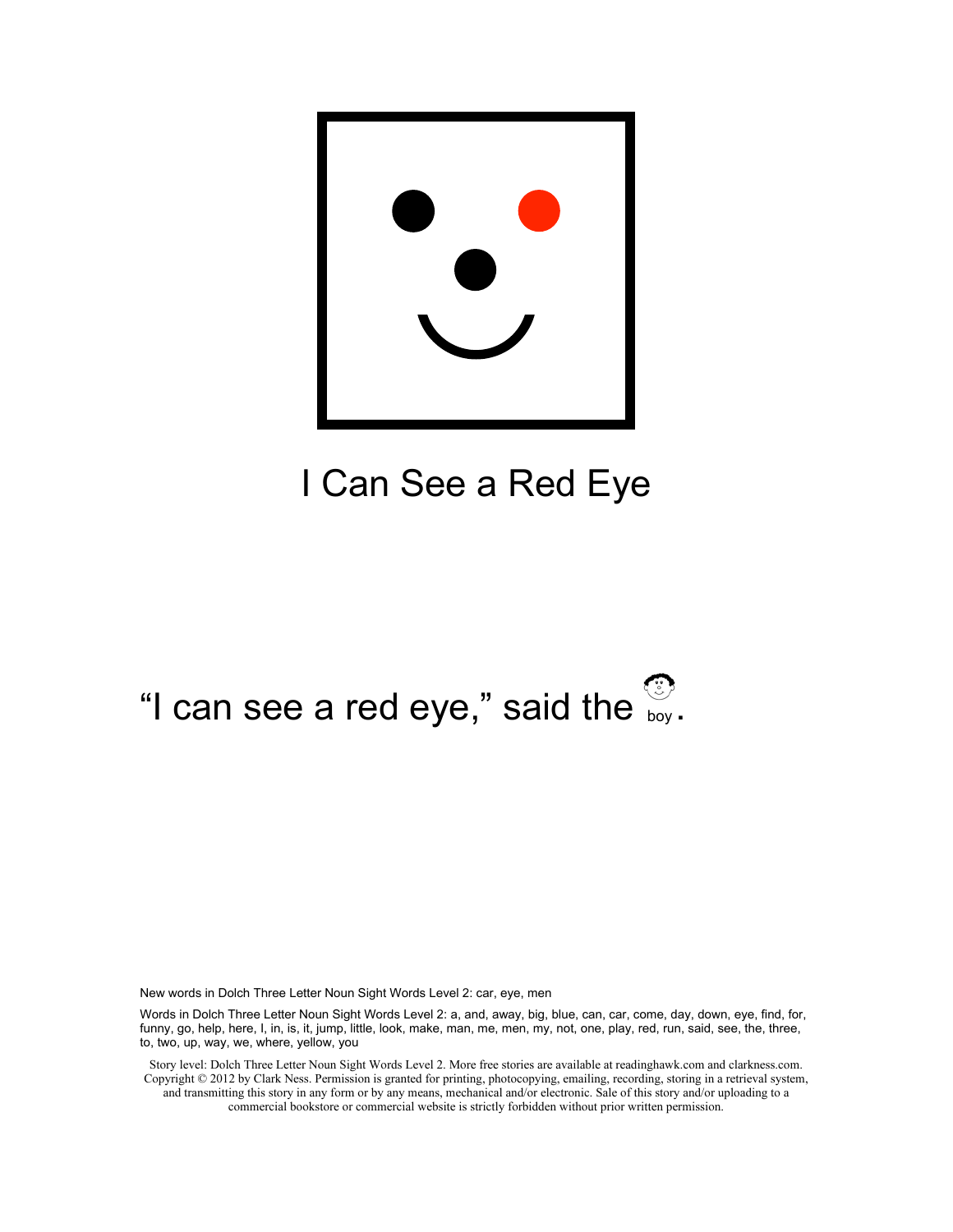# I Can See a Red Eye

"I can see a red eye," said the boy.

New words in Dolch Three Letter Noun Sight Words Level 2: car, eye, men

Words in Dolch Three Letter Noun Sight Words Level 2: a, and, away, big, blue, can, car, come, day, down, eye, find, for, funny, go, help, here, I, in, is, it, jump, little, look, make, man, me, men, my, not, one, play, red, run, said, see, the, three, to, two, up, way, we, where, yellow, you

Story level: Dolch Three Letter Noun Sight Words Level 2. More free stories are available at readinghawk.com and clarkness.com. Copyright © 2012 by Clark Ness. Permission is granted for printing, photocopying, emailing, recording, storing in a retrieval system, and transmitting this story in any form or by any means, mechanical and/or electronic. Sale of this story and/or uploading to a commercial bookstore or commercial website is strictly forbidden without prior written permission.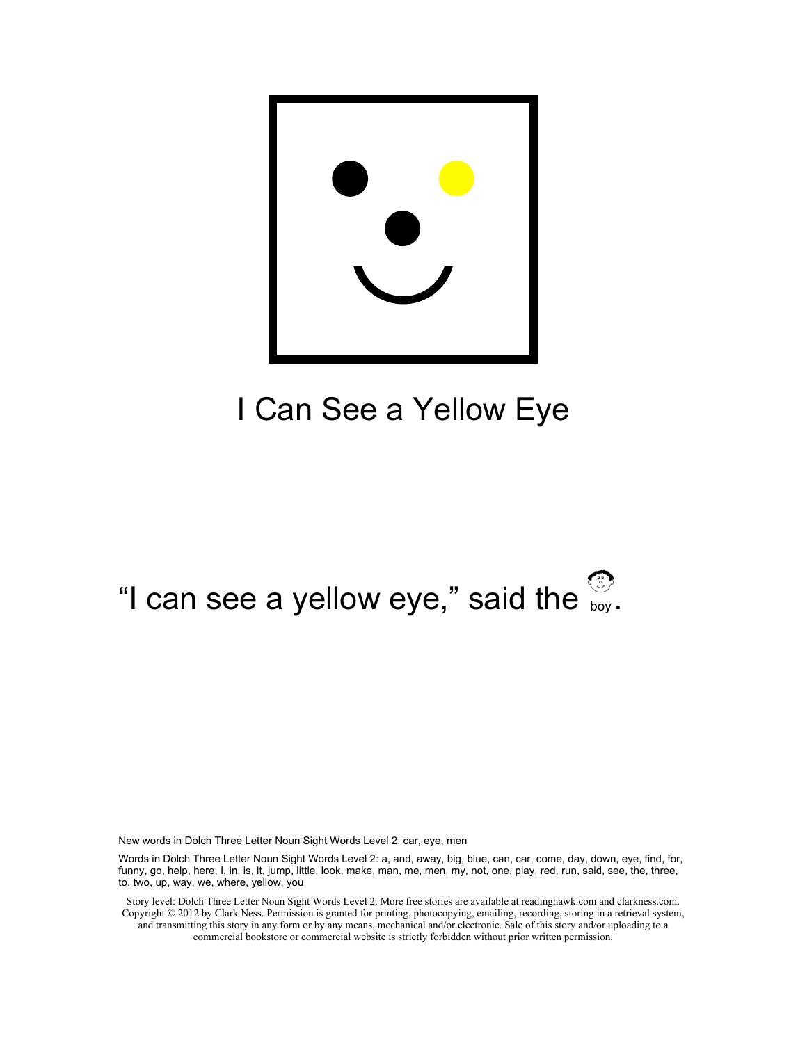# I Can See a Yellow Eye

"I can see a yellow eye," said the boy.

New words in Dolch Three Letter Noun Sight Words Level 2: car, eye, men

Words in Dolch Three Letter Noun Sight Words Level 2: a, and, away, big, blue, can, car, come, day, down, eye, find, for, funny, go, help, here, I, in, is, it, jump, little, look, make, man, me, men, my, not, one, play, red, run, said, see, the, three, to, two, up, way, we, where, yellow, you

Story level: Dolch Three Letter Noun Sight Words Level 2. More free stories are available at readinghawk.com and clarkness.com. Copyright © 2012 by Clark Ness. Permission is granted for printing, photocopying, emailing, recording, storing in a retrieval system, and transmitting this story in any form or by any means, mechanical and/or electronic. Sale of this story and/or uploading to a commercial bookstore or commercial website is strictly forbidden without prior written permission.